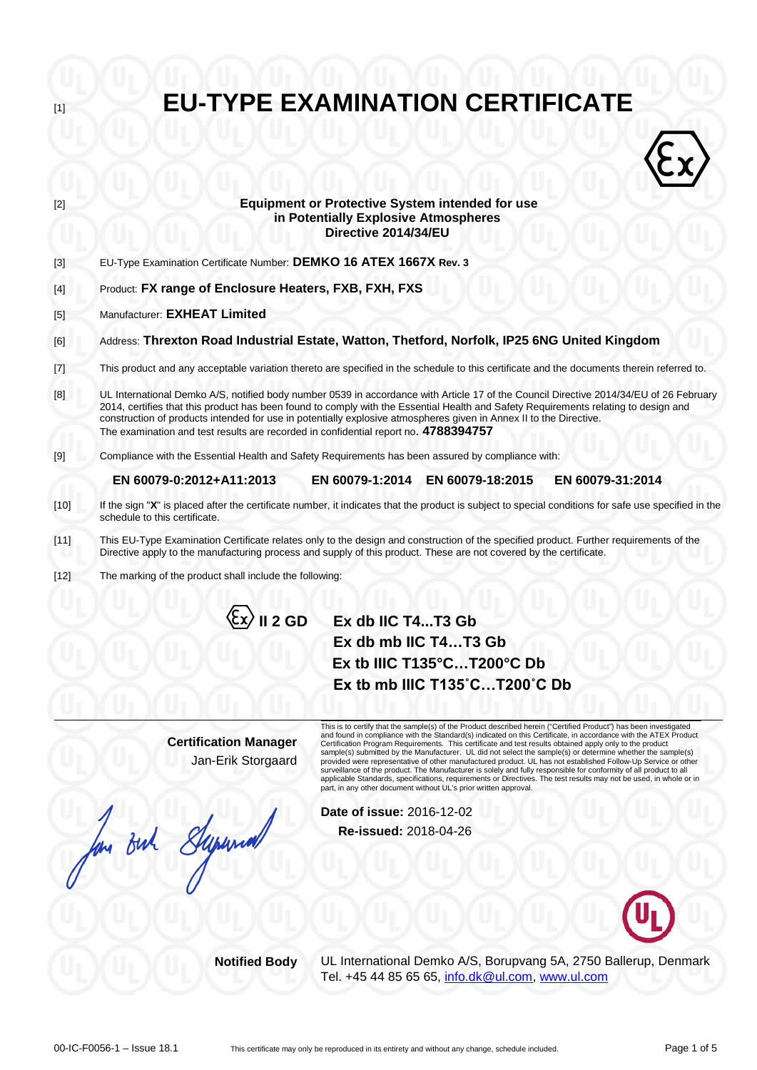[1]

# EU-TYPE EXAMINATION CERTIFICATE

[2] **Equipment or Protective System intended for use in Potentially Explosive Atmospheres Directive 2014/34/EU**

[3] EU-Type Examination Certificate Number: **DEMKO 16 ATEX 1667X Rev. 3**

[4] Product: **FX range of Enclosure Heaters, FXB, FXH, FXS**

[5] Manufacturer: **EXHEAT Limited**

[6] Address: **Threxton Road Industrial Estate, Watton, Thetford, Norfolk, IP25 6NG United Kingdom**

[7] This product and any acceptable variation thereto are specified in the schedule to this certificate and the documents therein referred to.

[8] UL International Demko A/S, notified body number 0539 in accordance with Article 17 of the Council Directive 2014/34/EU of 26 February 2014, certifies that this product has been found to comply with the Essential Health and Safety Requirements relating to design and construction of products intended for use in potentially explosive atmospheres given in Annex II to the Directive. The examination and test results are recorded in confidential report no. **4788394757**

[9] Compliance with the Essential Health and Safety Requirements has been assured by compliance with:

**EN 60079-0:2012+A11:2013** **EN 60079-1:2014** **EN 60079-18:2015** **EN 60079-31:2014**

[10] If the sign "**X**" is placed after the certificate number, it indicates that the product is subject to special conditions for safe use specified in the schedule to this certificate.

[11] This EU-Type Examination Certificate relates only to the design and construction of the specified product. Further requirements of the Directive apply to the manufacturing process and supply of this product. These are not covered by the certificate.

[12] The marking of the product shall include the following:

**Ex II 2 GD**

**Ex db IIC T4...T3 Gb**
**Ex db mb IIC T4…T3 Gb**
**Ex tb IIIC T135°C…T200°C Db**
**Ex tb mb IIIC T135˚C…T200˚C Db**

**Certification Manager**
Jan-Erik Storgaard

This is to certify that the sample(s) of the Product described herein ("Certified Product") has been investigated and found in compliance with the Standard(s) indicated on this Certificate, in accordance with the ATEX Product Certification Program Requirements. This certificate and test results obtained apply only to the product sample(s) submitted by the Manufacturer. UL did not select the sample(s) or determine whether the sample(s) provided were representative of other manufactured product. UL has not established Follow-Up Service or other surveillance of the product. The Manufacturer is solely and fully responsible for conformity of all product to all applicable Standards, specifications, requirements or Directives. The test results may not be used, in whole or in part, in any other document without UL's prior written approval.

**Date of issue:** 2016-12-02
**Re-issued:** 2018-04-26

**Notified Body** UL International Demko A/S, Borupvang 5A, 2750 Ballerup, Denmark
Tel. +45 44 85 65 65, info.dk@ul.com, www.ul.com

00-IC-F0056-1 – Issue 18.1 This certificate may only be reproduced in its entirety and without any change, schedule included.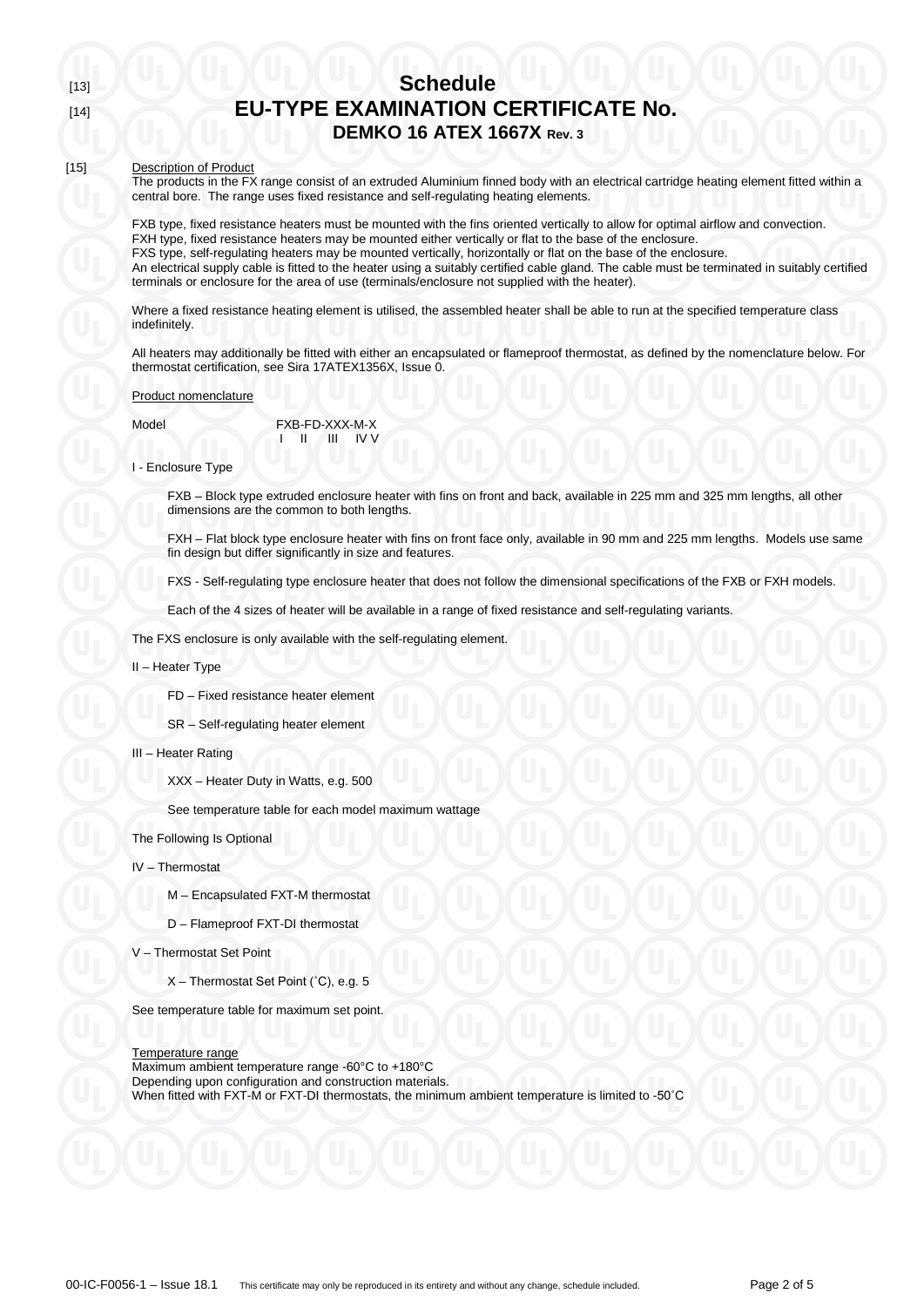[13]
# Schedule

[14]
# EU-TYPE EXAMINATION CERTIFICATE No.
## DEMKO 16 ATEX 1667X Rev. 3

[15] Description of Product

The products in the FX range consist of an extruded Aluminium finned body with an electrical cartridge heating element fitted within a central bore. The range uses fixed resistance and self-regulating heating elements.

FXB type, fixed resistance heaters must be mounted with the fins oriented vertically to allow for optimal airflow and convection.
FXH type, fixed resistance heaters may be mounted either vertically or flat to the base of the enclosure.
FXS type, self-regulating heaters may be mounted vertically, horizontally or flat on the base of the enclosure.
An electrical supply cable is fitted to the heater using a suitably certified cable gland. The cable must be terminated in suitably certified terminals or enclosure for the area of use (terminals/enclosure not supplied with the heater).

Where a fixed resistance heating element is utilised, the assembled heater shall be able to run at the specified temperature class indefinitely.

All heaters may additionally be fitted with either an encapsulated or flameproof thermostat, as defined by the nomenclature below. For thermostat certification, see Sira 17ATEX1356X, Issue 0.

Product nomenclature

Model FXB-FD-XXX-M-X
I II III IV V

I - Enclosure Type

FXB – Block type extruded enclosure heater with fins on front and back, available in 225 mm and 325 mm lengths, all other dimensions are the common to both lengths.

FXH – Flat block type enclosure heater with fins on front face only, available in 90 mm and 225 mm lengths. Models use same fin design but differ significantly in size and features.

FXS - Self-regulating type enclosure heater that does not follow the dimensional specifications of the FXB or FXH models.

Each of the 4 sizes of heater will be available in a range of fixed resistance and self-regulating variants.

The FXS enclosure is only available with the self-regulating element.

II – Heater Type

FD – Fixed resistance heater element

SR – Self-regulating heater element

III – Heater Rating

XXX – Heater Duty in Watts, e.g. 500

See temperature table for each model maximum wattage

The Following Is Optional

IV – Thermostat

M – Encapsulated FXT-M thermostat

D – Flameproof FXT-DI thermostat

V – Thermostat Set Point

X – Thermostat Set Point (˚C), e.g. 5

See temperature table for maximum set point.

Temperature range
Maximum ambient temperature range -60°C to +180°C
Depending upon configuration and construction materials.
When fitted with FXT-M or FXT-DI thermostats, the minimum ambient temperature is limited to -50˚C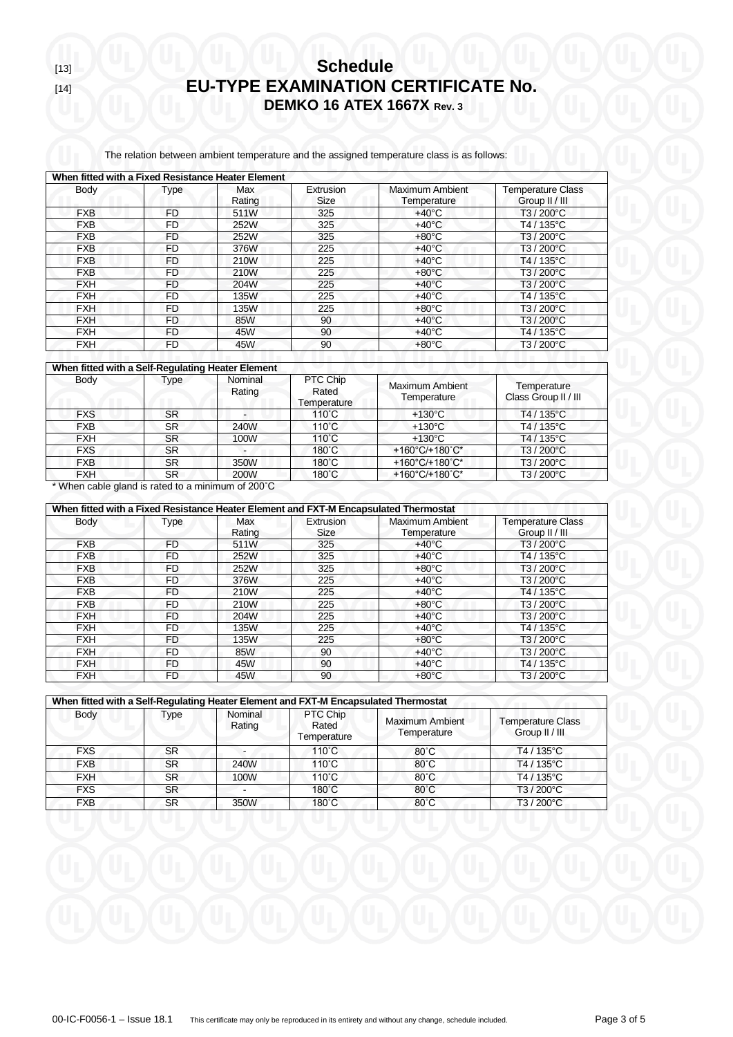[13]

[14]

# Schedule

# EU-TYPE EXAMINATION CERTIFICATE No.

## DEMKO 16 ATEX 1667X Rev. 3

The relation between ambient temperature and the assigned temperature class is as follows:

| When fitted with a Fixed Resistance Heater Element | | | | | |
|---|---|---|---|---|---|
| Body | Type | Max Rating | Extrusion Size | Maximum Ambient Temperature | Temperature Class Group II / III |
| FXB | FD | 511W | 325 | +40°C | T3 / 200°C |
| FXB | FD | 252W | 325 | +40°C | T4 / 135°C |
| FXB | FD | 252W | 325 | +80°C | T3 / 200°C |
| FXB | FD | 376W | 225 | +40°C | T3 / 200°C |
| FXB | FD | 210W | 225 | +40°C | T4 / 135°C |
| FXB | FD | 210W | 225 | +80°C | T3 / 200°C |
| FXH | FD | 204W | 225 | +40°C | T3 / 200°C |
| FXH | FD | 135W | 225 | +40°C | T4 / 135°C |
| FXH | FD | 135W | 225 | +80°C | T3 / 200°C |
| FXH | FD | 85W | 90 | +40°C | T3 / 200°C |
| FXH | FD | 45W | 90 | +40°C | T4 / 135°C |
| FXH | FD | 45W | 90 | +80°C | T3 / 200°C |

| When fitted with a Self-Regulating Heater Element | | | | | |
|---|---|---|---|---|---|
| Body | Type | Nominal Rating | PTC Chip Rated Temperature | Maximum Ambient Temperature | Temperature Class Group II / III |
| FXS | SR | - | 110˚C | +130°C | T4 / 135°C |
| FXB | SR | 240W | 110˚C | +130°C | T4 / 135°C |
| FXH | SR | 100W | 110˚C | +130°C | T4 / 135°C |
| FXS | SR | - | 180˚C | +160°C/+180˚C* | T3 / 200°C |
| FXB | SR | 350W | 180˚C | +160°C/+180˚C* | T3 / 200°C |
| FXH | SR | 200W | 180˚C | +160°C/+180˚C* | T3 / 200°C |

* When cable gland is rated to a minimum of 200˚C

| When fitted with a Fixed Resistance Heater Element and FXT-M Encapsulated Thermostat | | | | | |
|---|---|---|---|---|---|
| Body | Type | Max Rating | Extrusion Size | Maximum Ambient Temperature | Temperature Class Group II / III |
| FXB | FD | 511W | 325 | +40°C | T3 / 200°C |
| FXB | FD | 252W | 325 | +40°C | T4 / 135°C |
| FXB | FD | 252W | 325 | +80°C | T3 / 200°C |
| FXB | FD | 376W | 225 | +40°C | T3 / 200°C |
| FXB | FD | 210W | 225 | +40°C | T4 / 135°C |
| FXB | FD | 210W | 225 | +80°C | T3 / 200°C |
| FXH | FD | 204W | 225 | +40°C | T3 / 200°C |
| FXH | FD | 135W | 225 | +40°C | T4 / 135°C |
| FXH | FD | 135W | 225 | +80°C | T3 / 200°C |
| FXH | FD | 85W | 90 | +40°C | T3 / 200°C |
| FXH | FD | 45W | 90 | +40°C | T4 / 135°C |
| FXH | FD | 45W | 90 | +80°C | T3 / 200°C |

| When fitted with a Self-Regulating Heater Element and FXT-M Encapsulated Thermostat | | | | | |
|---|---|---|---|---|---|
| Body | Type | Nominal Rating | PTC Chip Rated Temperature | Maximum Ambient Temperature | Temperature Class Group II / III |
| FXS | SR | - | 110˚C | 80˚C | T4 / 135°C |
| FXB | SR | 240W | 110˚C | 80˚C | T4 / 135°C |
| FXH | SR | 100W | 110˚C | 80˚C | T4 / 135°C |
| FXS | SR | - | 180˚C | 80˚C | T3 / 200°C |
| FXB | SR | 350W | 180˚C | 80˚C | T3 / 200°C |

00-IC-F0056-1 – Issue 18.1 This certificate may only be reproduced in its entirety and without any change, schedule included.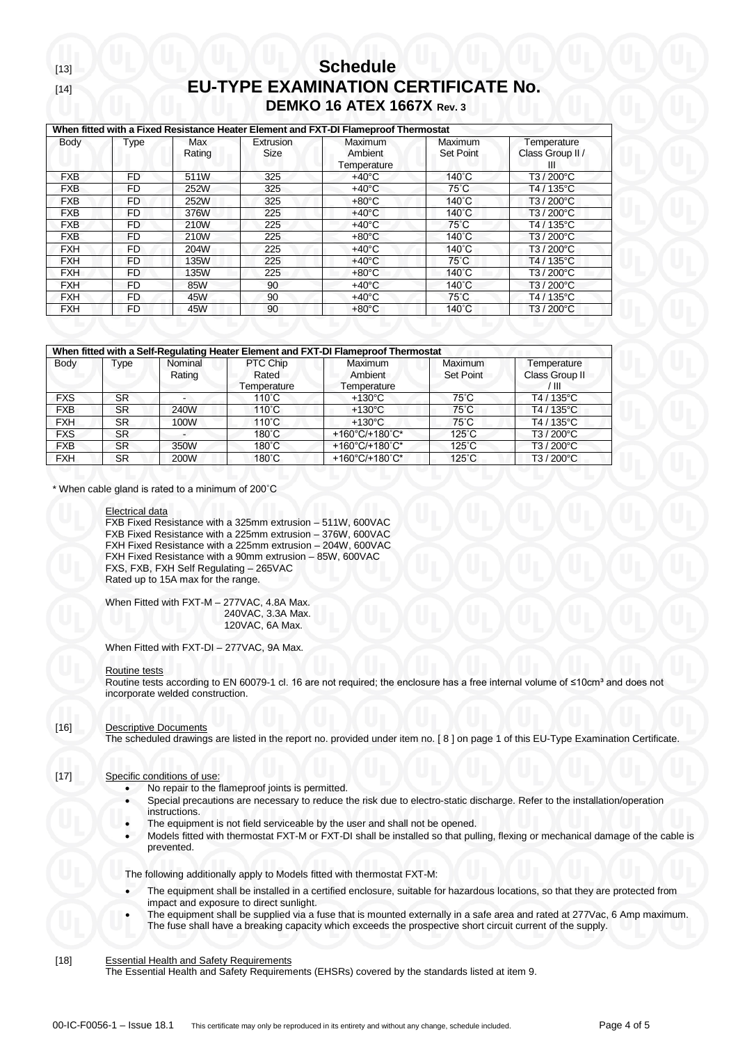[13] **Schedule**

[14] **EU-TYPE EXAMINATION CERTIFICATE No.**

**DEMKO 16 ATEX 1667X Rev. 3**

| When fitted with a Fixed Resistance Heater Element and FXT-DI Flameproof Thermostat | | | | | | |
|---|---|---|---|---|---|---|
| Body | Type | Max Rating | Extrusion Size | Maximum Ambient Temperature | Maximum Set Point | Temperature Class Group II / III |
| FXB | FD | 511W | 325 | +40°C | 140˚C | T3 / 200°C |
| FXB | FD | 252W | 325 | +40°C | 75˚C | T4 / 135°C |
| FXB | FD | 252W | 325 | +80°C | 140˚C | T3 / 200°C |
| FXB | FD | 376W | 225 | +40°C | 140˚C | T3 / 200°C |
| FXB | FD | 210W | 225 | +40°C | 75˚C | T4 / 135°C |
| FXB | FD | 210W | 225 | +80°C | 140˚C | T3 / 200°C |
| FXH | FD | 204W | 225 | +40°C | 140˚C | T3 / 200°C |
| FXH | FD | 135W | 225 | +40°C | 75˚C | T4 / 135°C |
| FXH | FD | 135W | 225 | +80°C | 140˚C | T3 / 200°C |
| FXH | FD | 85W | 90 | +40°C | 140˚C | T3 / 200°C |
| FXH | FD | 45W | 90 | +40°C | 75˚C | T4 / 135°C |
| FXH | FD | 45W | 90 | +80°C | 140˚C | T3 / 200°C |

| When fitted with a Self-Regulating Heater Element and FXT-DI Flameproof Thermostat | | | | | | |
|---|---|---|---|---|---|---|
| Body | Type | Nominal Rating | PTC Chip Rated Temperature | Maximum Ambient Temperature | Maximum Set Point | Temperature Class Group II / III |
| FXS | SR | - | 110˚C | +130°C | 75˚C | T4 / 135°C |
| FXB | SR | 240W | 110˚C | +130°C | 75˚C | T4 / 135°C |
| FXH | SR | 100W | 110˚C | +130°C | 75˚C | T4 / 135°C |
| FXS | SR | - | 180˚C | +160°C/+180˚C* | 125˚C | T3 / 200°C |
| FXB | SR | 350W | 180˚C | +160°C/+180˚C* | 125˚C | T3 / 200°C |
| FXH | SR | 200W | 180˚C | +160°C/+180˚C* | 125˚C | T3 / 200°C |

* When cable gland is rated to a minimum of 200˚C

Electrical data

FXB Fixed Resistance with a 325mm extrusion – 511W, 600VAC
FXB Fixed Resistance with a 225mm extrusion – 376W, 600VAC
FXH Fixed Resistance with a 225mm extrusion – 204W, 600VAC
FXH Fixed Resistance with a 90mm extrusion – 85W, 600VAC
FXS, FXB, FXH Self Regulating – 265VAC
Rated up to 15A max for the range.

When Fitted with FXT-M – 277VAC, 4.8A Max.
240VAC, 3.3A Max.
120VAC, 6A Max.

When Fitted with FXT-DI – 277VAC, 9A Max.

Routine tests

Routine tests according to EN 60079-1 cl. 16 are not required; the enclosure has a free internal volume of ≤10cm³ and does not incorporate welded construction.

[16] Descriptive Documents

The scheduled drawings are listed in the report no. provided under item no. [ 8 ] on page 1 of this EU-Type Examination Certificate.

[17] Specific conditions of use:

- No repair to the flameproof joints is permitted.
- Special precautions are necessary to reduce the risk due to electro-static discharge. Refer to the installation/operation instructions.
- The equipment is not field serviceable by the user and shall not be opened.
- Models fitted with thermostat FXT-M or FXT-DI shall be installed so that pulling, flexing or mechanical damage of the cable is prevented.

The following additionally apply to Models fitted with thermostat FXT-M:

- The equipment shall be installed in a certified enclosure, suitable for hazardous locations, so that they are protected from impact and exposure to direct sunlight.
- The equipment shall be supplied via a fuse that is mounted externally in a safe area and rated at 277Vac, 6 Amp maximum. The fuse shall have a breaking capacity which exceeds the prospective short circuit current of the supply.

[18] Essential Health and Safety Requirements

The Essential Health and Safety Requirements (EHSRs) covered by the standards listed at item 9.

00-IC-F0056-1 – Issue 18.1 This certificate may only be reproduced in its entirety and without any change, schedule included.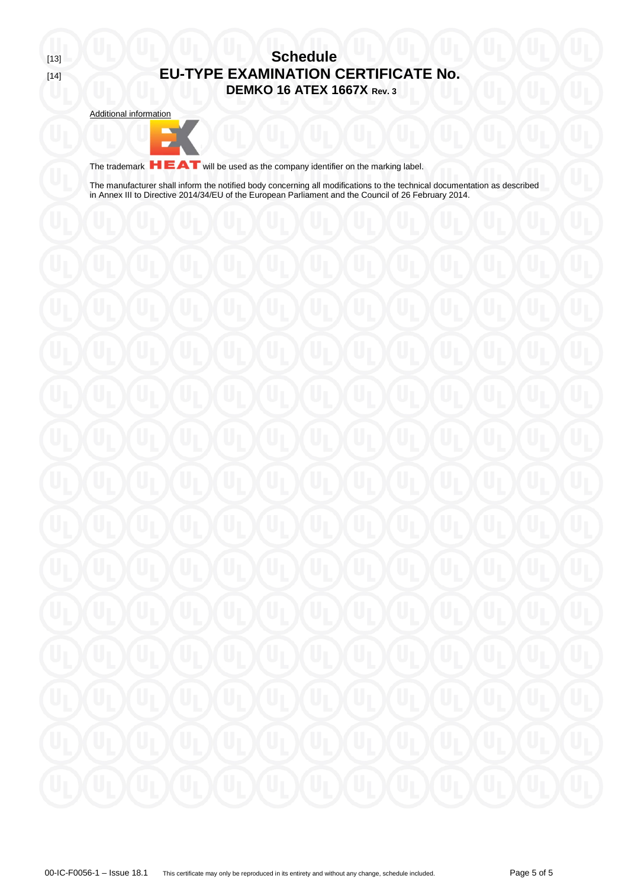[13]
[14]

# Schedule

## EU-TYPE EXAMINATION CERTIFICATE No.

**DEMKO 16 ATEX 1667X Rev. 3**

Additional information

The trademark EX HEAT will be used as the company identifier on the marking label.

The manufacturer shall inform the notified body concerning all modifications to the technical documentation as described in Annex III to Directive 2014/34/EU of the European Parliament and the Council of 26 February 2014.

00-IC-F0056-1 – Issue 18.1 This certificate may only be reproduced in its entirety and without any change, schedule included.